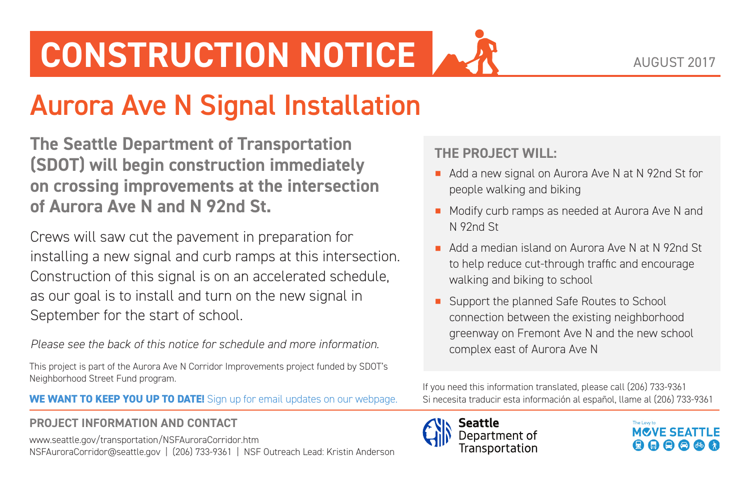# CONSTRUCTION NOTICE

AUGUST 2017

## Aurora Ave N Signal Installation

**The Seattle Department of Transportation (SDOT) will begin construction immediately on crossing improvements at the intersection of Aurora Ave N and N 92nd St.**

Crews will saw cut the pavement in preparation for installing a new signal and curb ramps at this intersection. Construction of this signal is on an accelerated schedule, as our goal is to install and turn on the new signal in September for the start of school.

*Please see the back of this notice for schedule and more information.*

This project is part of the Aurora Ave N Corridor Improvements project funded by SDOT's Neighborhood Street Fund program.

**WE WANT TO KEEP YOU UP TO DATE!** Sign up for email updates on our webpage.

### THE PROJECT WILL:

- Add a new signal on Aurora Ave N at N 92nd St for people walking and biking
- Modify curb ramps as needed at Aurora Ave N and N 92nd St
- Add a median island on Aurora Ave N at N 92nd St to help reduce cut-through traffic and encourage walking and biking to school
- Support the planned Safe Routes to School connection between the existing neighborhood greenway on Fremont Ave N and the new school complex east of Aurora Ave N

If you need this information translated, please call (206) 733-9361
Si necesita traducir esta información al español, llame al (206) 733-9361

### PROJECT INFORMATION AND CONTACT

www.seattle.gov/transportation/NSFAuroraCorridor.htm
NSFAuroraCorridor@seattle.gov | (206) 733-9361 | NSF Outreach Lead: Kristin Anderson

Seattle Department of Transportation

The Levy to MOVE SEATTLE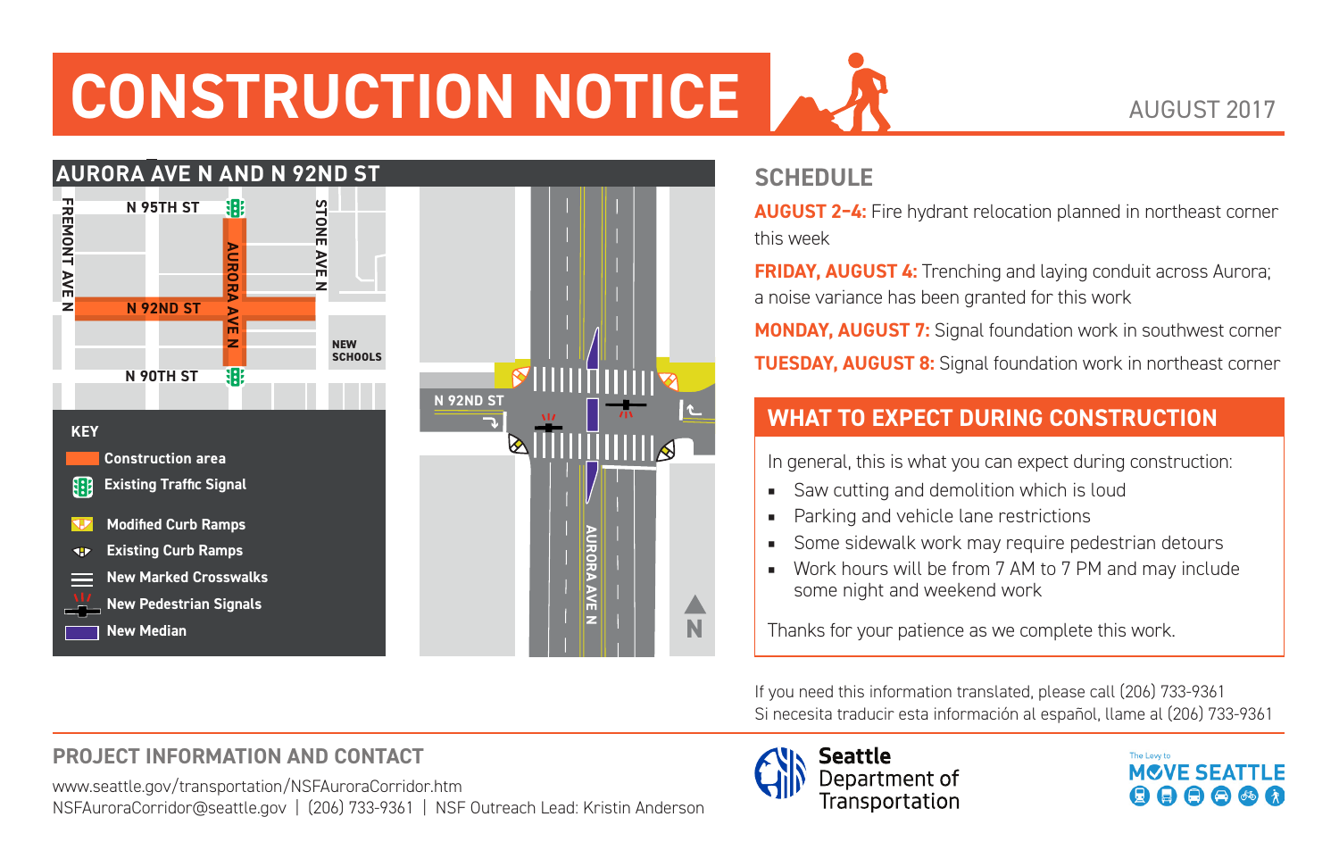# CONSTRUCTION NOTICE

AUGUST 2017

## AURORA AVE N AND N 92ND ST

FREMONT AVE N

N 95TH ST

AURORA AVE N

STONE AVE N

N 92ND ST

NEW SCHOOLS

N 90TH ST

**KEY**

Construction area

Existing Traffic Signal

Modified Curb Ramps

Existing Curb Ramps

New Marked Crosswalks

New Pedestrian Signals

New Median

N 92ND ST

AURORA AVE N

N

## SCHEDULE

**AUGUST 2–4:** Fire hydrant relocation planned in northeast corner this week

**FRIDAY, AUGUST 4:** Trenching and laying conduit across Aurora; a noise variance has been granted for this work

**MONDAY, AUGUST 7:** Signal foundation work in southwest corner

**TUESDAY, AUGUST 8:** Signal foundation work in northeast corner

## WHAT TO EXPECT DURING CONSTRUCTION

In general, this is what you can expect during construction:

- Saw cutting and demolition which is loud
- Parking and vehicle lane restrictions
- Some sidewalk work may require pedestrian detours
- Work hours will be from 7 AM to 7 PM and may include some night and weekend work

Thanks for your patience as we complete this work.

If you need this information translated, please call (206) 733-9361
Si necesita traducir esta información al español, llame al (206) 733-9361

## PROJECT INFORMATION AND CONTACT

www.seattle.gov/transportation/NSFAuroraCorridor.htm
NSFAuroraCorridor@seattle.gov | (206) 733-9361 | NSF Outreach Lead: Kristin Anderson

Seattle Department of Transportation

The Levy to MOVE SEATTLE